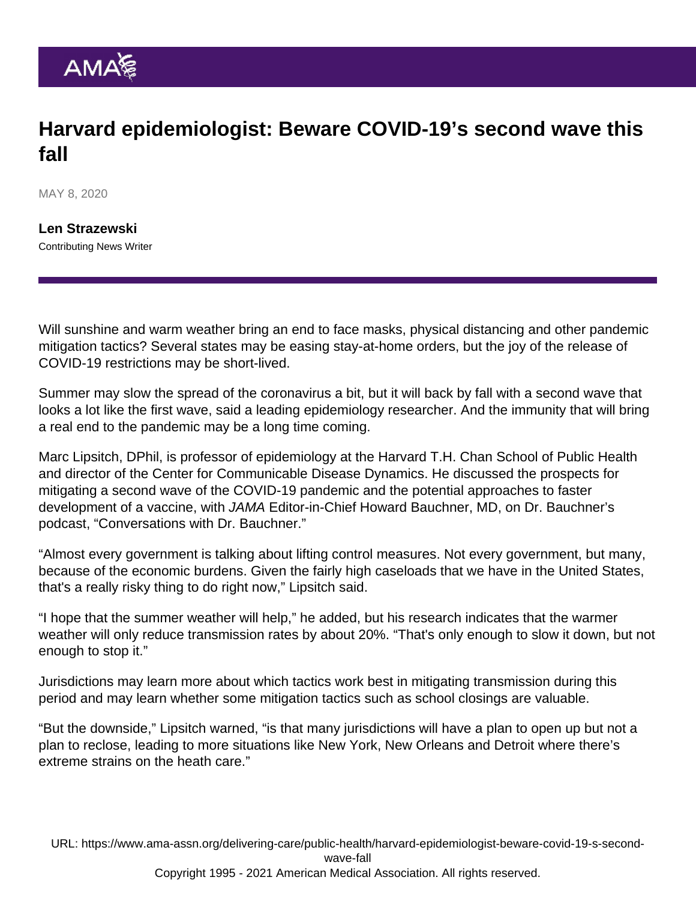# Harvard epidemiologist: Beware COVID-19's second wave this fall

MAY 8, 2020

**Len Strazewski**
Contributing News Writer

Will sunshine and warm weather bring an end to face masks, physical distancing and other pandemic mitigation tactics? Several states may be easing stay-at-home orders, but the joy of the release of COVID-19 restrictions may be short-lived.

Summer may slow the spread of the coronavirus a bit, but it will back by fall with a second wave that looks a lot like the first wave, said a leading epidemiology researcher. And the immunity that will bring a real end to the pandemic may be a long time coming.

Marc Lipsitch, DPhil, is professor of epidemiology at the Harvard T.H. Chan School of Public Health and director of the Center for Communicable Disease Dynamics. He discussed the prospects for mitigating a second wave of the COVID-19 pandemic and the potential approaches to faster development of a vaccine, with *JAMA* Editor-in-Chief Howard Bauchner, MD, on Dr. Bauchner's podcast, "Conversations with Dr. Bauchner."

"Almost every government is talking about lifting control measures. Not every government, but many, because of the economic burdens. Given the fairly high caseloads that we have in the United States, that's a really risky thing to do right now," Lipsitch said.

"I hope that the summer weather will help," he added, but his research indicates that the warmer weather will only reduce transmission rates by about 20%. "That's only enough to slow it down, but not enough to stop it."

Jurisdictions may learn more about which tactics work best in mitigating transmission during this period and may learn whether some mitigation tactics such as school closings are valuable.

"But the downside," Lipsitch warned, "is that many jurisdictions will have a plan to open up but not a plan to reclose, leading to more situations like New York, New Orleans and Detroit where there's extreme strains on the heath care."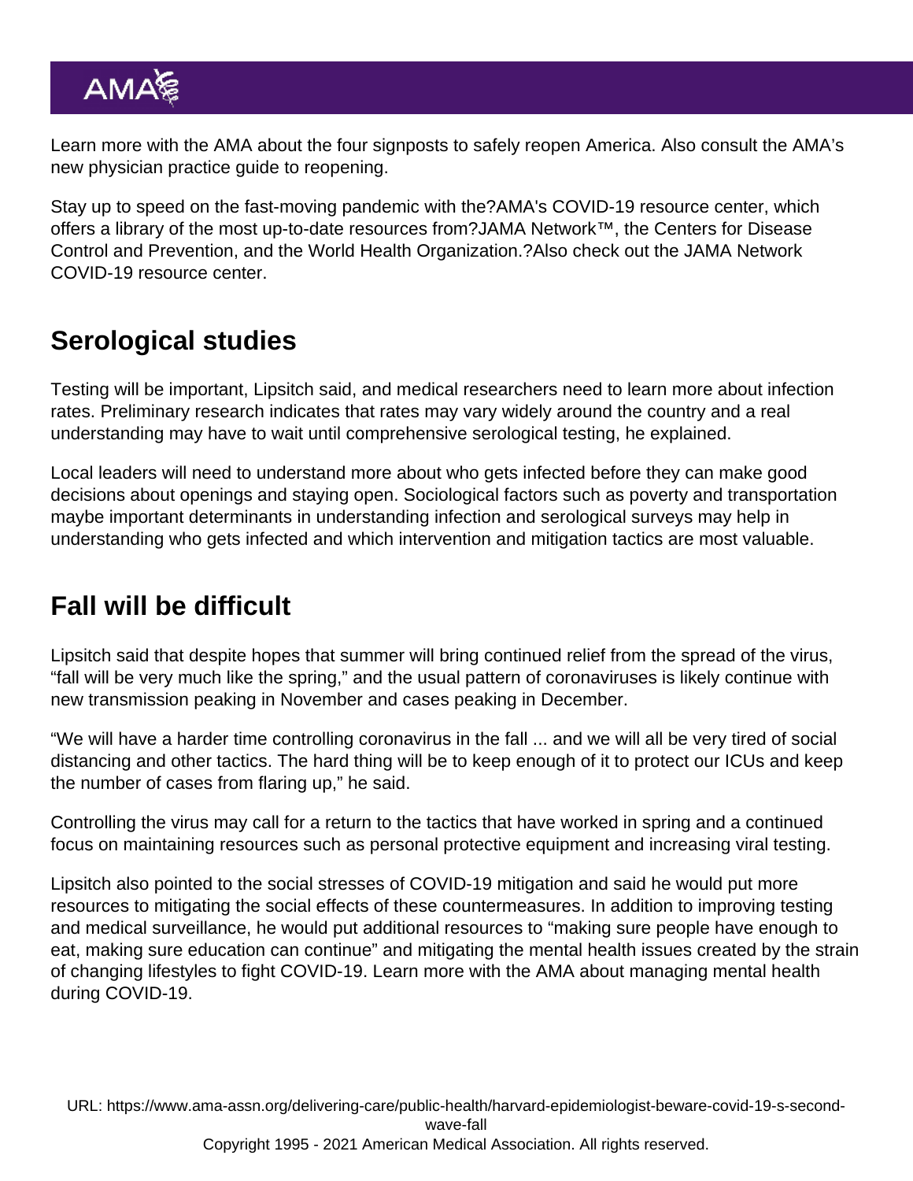Learn more with the AMA about the four signposts to safely reopen America. Also consult the AMA's new physician practice guide to reopening.

Stay up to speed on the fast-moving pandemic with the?AMA's COVID-19 resource center, which offers a library of the most up-to-date resources from?JAMA Network™, the Centers for Disease Control and Prevention, and the World Health Organization.?Also check out the JAMA Network COVID-19 resource center.

## Serological studies

Testing will be important, Lipsitch said, and medical researchers need to learn more about infection rates. Preliminary research indicates that rates may vary widely around the country and a real understanding may have to wait until comprehensive serological testing, he explained.

Local leaders will need to understand more about who gets infected before they can make good decisions about openings and staying open. Sociological factors such as poverty and transportation maybe important determinants in understanding infection and serological surveys may help in understanding who gets infected and which intervention and mitigation tactics are most valuable.

## Fall will be difficult

Lipsitch said that despite hopes that summer will bring continued relief from the spread of the virus, "fall will be very much like the spring," and the usual pattern of coronaviruses is likely continue with new transmission peaking in November and cases peaking in December.

"We will have a harder time controlling coronavirus in the fall ... and we will all be very tired of social distancing and other tactics. The hard thing will be to keep enough of it to protect our ICUs and keep the number of cases from flaring up," he said.

Controlling the virus may call for a return to the tactics that have worked in spring and a continued focus on maintaining resources such as personal protective equipment and increasing viral testing.

Lipsitch also pointed to the social stresses of COVID-19 mitigation and said he would put more resources to mitigating the social effects of these countermeasures. In addition to improving testing and medical surveillance, he would put additional resources to "making sure people have enough to eat, making sure education can continue" and mitigating the mental health issues created by the strain of changing lifestyles to fight COVID-19. Learn more with the AMA about managing mental health during COVID-19.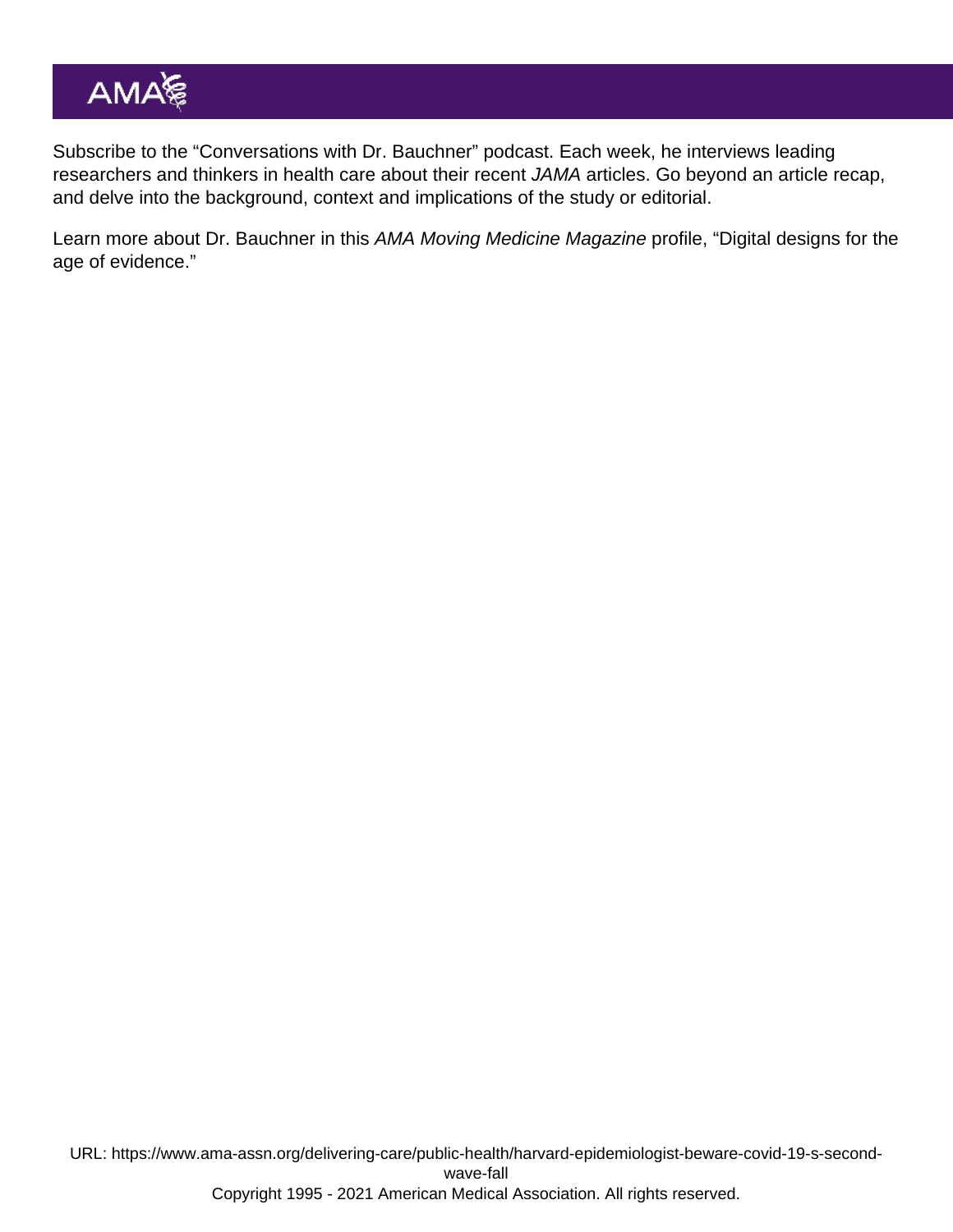Subscribe to the “Conversations with Dr. Bauchner” podcast. Each week, he interviews leading researchers and thinkers in health care about their recent *JAMA* articles. Go beyond an article recap, and delve into the background, context and implications of the study or editorial.

Learn more about Dr. Bauchner in this *AMA Moving Medicine Magazine* profile, “Digital designs for the age of evidence.”